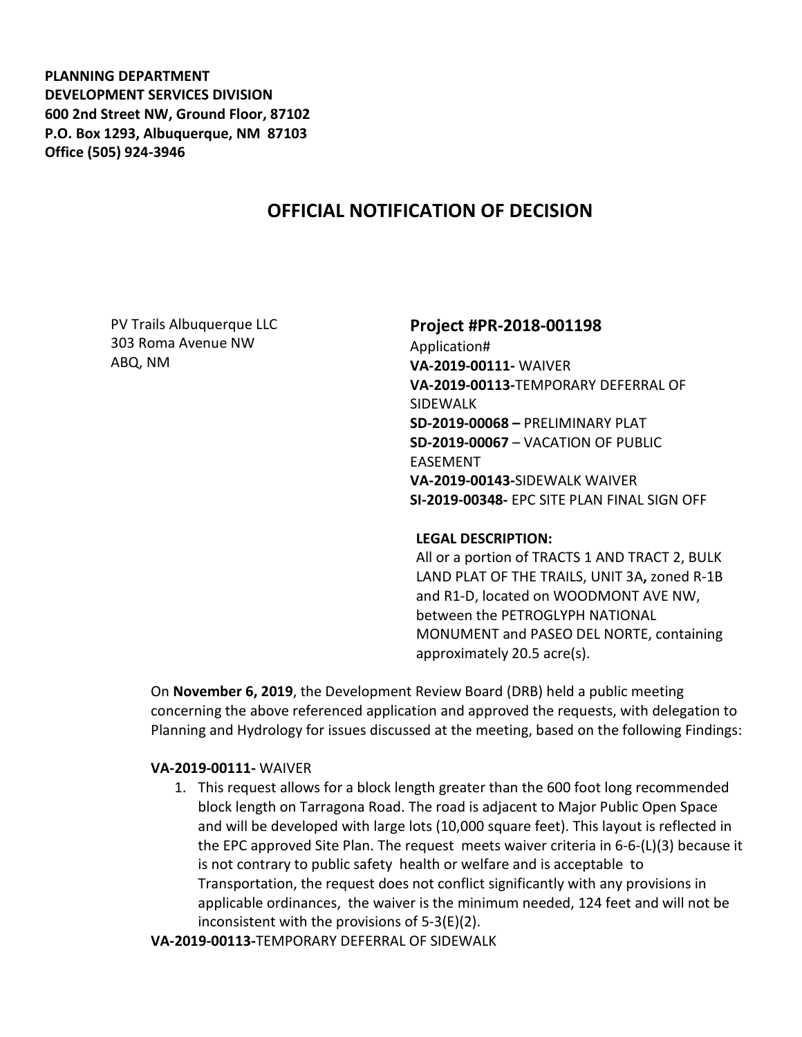**PLANNING DEPARTMENT**
**DEVELOPMENT SERVICES DIVISION**
**600 2nd Street NW, Ground Floor, 87102**
**P.O. Box 1293, Albuquerque, NM 87103**
**Office (505) 924-3946**

# OFFICIAL NOTIFICATION OF DECISION

PV Trails Albuquerque LLC
303 Roma Avenue NW
ABQ, NM

## Project #PR-2018-001198

Application#
**VA-2019-00111-** WAIVER
**VA-2019-00113-**TEMPORARY DEFERRAL OF SIDEWALK
**SD-2019-00068 –** PRELIMINARY PLAT
**SD-2019-00067** – VACATION OF PUBLIC EASEMENT
**VA-2019-00143-**SIDEWALK WAIVER
**SI-2019-00348-** EPC SITE PLAN FINAL SIGN OFF

**LEGAL DESCRIPTION:**
All or a portion of TRACTS 1 AND TRACT 2, BULK LAND PLAT OF THE TRAILS, UNIT 3A**,** zoned R-1B and R1-D, located on WOODMONT AVE NW, between the PETROGLYPH NATIONAL MONUMENT and PASEO DEL NORTE, containing approximately 20.5 acre(s).

On **November 6, 2019**, the Development Review Board (DRB) held a public meeting concerning the above referenced application and approved the requests, with delegation to Planning and Hydrology for issues discussed at the meeting, based on the following Findings:

**VA-2019-00111-** WAIVER

1. This request allows for a block length greater than the 600 foot long recommended block length on Tarragona Road. The road is adjacent to Major Public Open Space and will be developed with large lots (10,000 square feet). This layout is reflected in the EPC approved Site Plan. The request meets waiver criteria in 6-6-(L)(3) because it is not contrary to public safety health or welfare and is acceptable to Transportation, the request does not conflict significantly with any provisions in applicable ordinances, the waiver is the minimum needed, 124 feet and will not be inconsistent with the provisions of 5-3(E)(2).

**VA-2019-00113-**TEMPORARY DEFERRAL OF SIDEWALK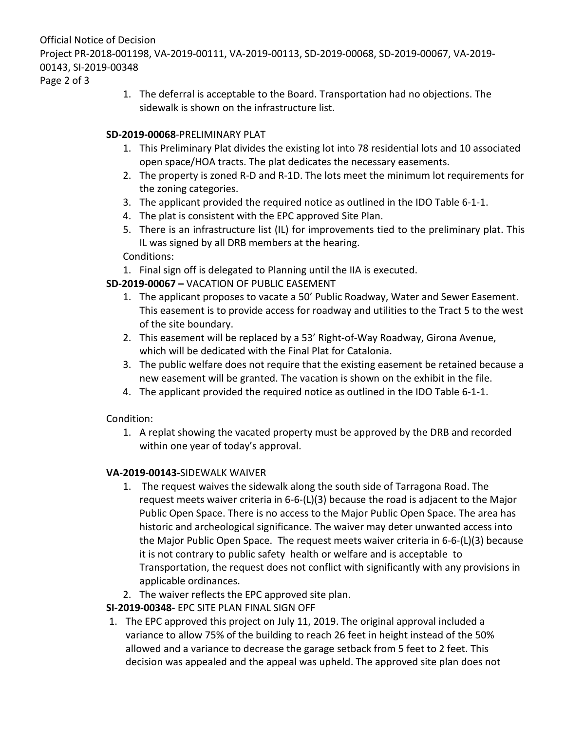1. The deferral is acceptable to the Board. Transportation had no objections. The sidewalk is shown on the infrastructure list.

**SD-2019-00068**-PRELIMINARY PLAT

1. This Preliminary Plat divides the existing lot into 78 residential lots and 10 associated open space/HOA tracts. The plat dedicates the necessary easements.
2. The property is zoned R-D and R-1D. The lots meet the minimum lot requirements for the zoning categories.
3. The applicant provided the required notice as outlined in the IDO Table 6-1-1.
4. The plat is consistent with the EPC approved Site Plan.
5. There is an infrastructure list (IL) for improvements tied to the preliminary plat. This IL was signed by all DRB members at the hearing.

Conditions:

1. Final sign off is delegated to Planning until the IIA is executed.

**SD-2019-00067 –** VACATION OF PUBLIC EASEMENT

1. The applicant proposes to vacate a 50' Public Roadway, Water and Sewer Easement. This easement is to provide access for roadway and utilities to the Tract 5 to the west of the site boundary.
2. This easement will be replaced by a 53' Right-of-Way Roadway, Girona Avenue, which will be dedicated with the Final Plat for Catalonia.
3. The public welfare does not require that the existing easement be retained because a new easement will be granted. The vacation is shown on the exhibit in the file.
4. The applicant provided the required notice as outlined in the IDO Table 6-1-1.

Condition:

1. A replat showing the vacated property must be approved by the DRB and recorded within one year of today's approval.

**VA-2019-00143-**SIDEWALK WAIVER

1. The request waives the sidewalk along the south side of Tarragona Road. The request meets waiver criteria in 6-6-(L)(3) because the road is adjacent to the Major Public Open Space. There is no access to the Major Public Open Space. The area has historic and archeological significance. The waiver may deter unwanted access into the Major Public Open Space. The request meets waiver criteria in 6-6-(L)(3) because it is not contrary to public safety health or welfare and is acceptable to Transportation, the request does not conflict with significantly with any provisions in applicable ordinances.
2. The waiver reflects the EPC approved site plan.

**SI-2019-00348-** EPC SITE PLAN FINAL SIGN OFF

1. The EPC approved this project on July 11, 2019. The original approval included a variance to allow 75% of the building to reach 26 feet in height instead of the 50% allowed and a variance to decrease the garage setback from 5 feet to 2 feet. This decision was appealed and the appeal was upheld. The approved site plan does not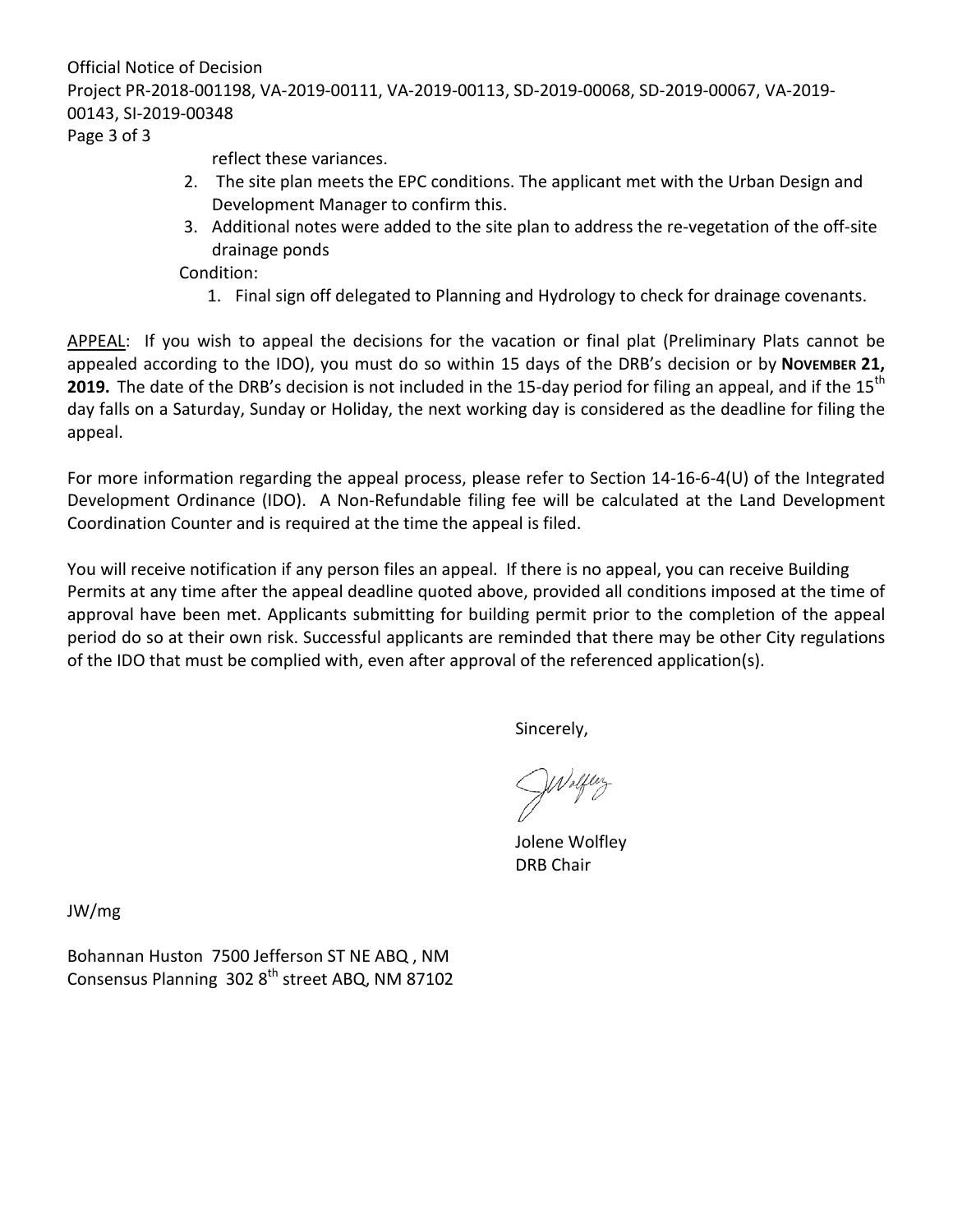reflect these variances.

2. The site plan meets the EPC conditions. The applicant met with the Urban Design and Development Manager to confirm this.
3. Additional notes were added to the site plan to address the re-vegetation of the off-site drainage ponds

Condition:

1. Final sign off delegated to Planning and Hydrology to check for drainage covenants.

APPEAL: If you wish to appeal the decisions for the vacation or final plat (Preliminary Plats cannot be appealed according to the IDO), you must do so within 15 days of the DRB's decision or by **NOVEMBER 21, 2019.** The date of the DRB's decision is not included in the 15-day period for filing an appeal, and if the 15th day falls on a Saturday, Sunday or Holiday, the next working day is considered as the deadline for filing the appeal.

For more information regarding the appeal process, please refer to Section 14-16-6-4(U) of the Integrated Development Ordinance (IDO). A Non-Refundable filing fee will be calculated at the Land Development Coordination Counter and is required at the time the appeal is filed.

You will receive notification if any person files an appeal. If there is no appeal, you can receive Building Permits at any time after the appeal deadline quoted above, provided all conditions imposed at the time of approval have been met. Applicants submitting for building permit prior to the completion of the appeal period do so at their own risk. Successful applicants are reminded that there may be other City regulations of the IDO that must be complied with, even after approval of the referenced application(s).

Sincerely,

Jolene Wolfley
DRB Chair

JW/mg

Bohannan Huston 7500 Jefferson ST NE ABQ , NM
Consensus Planning 302 8th street ABQ, NM 87102